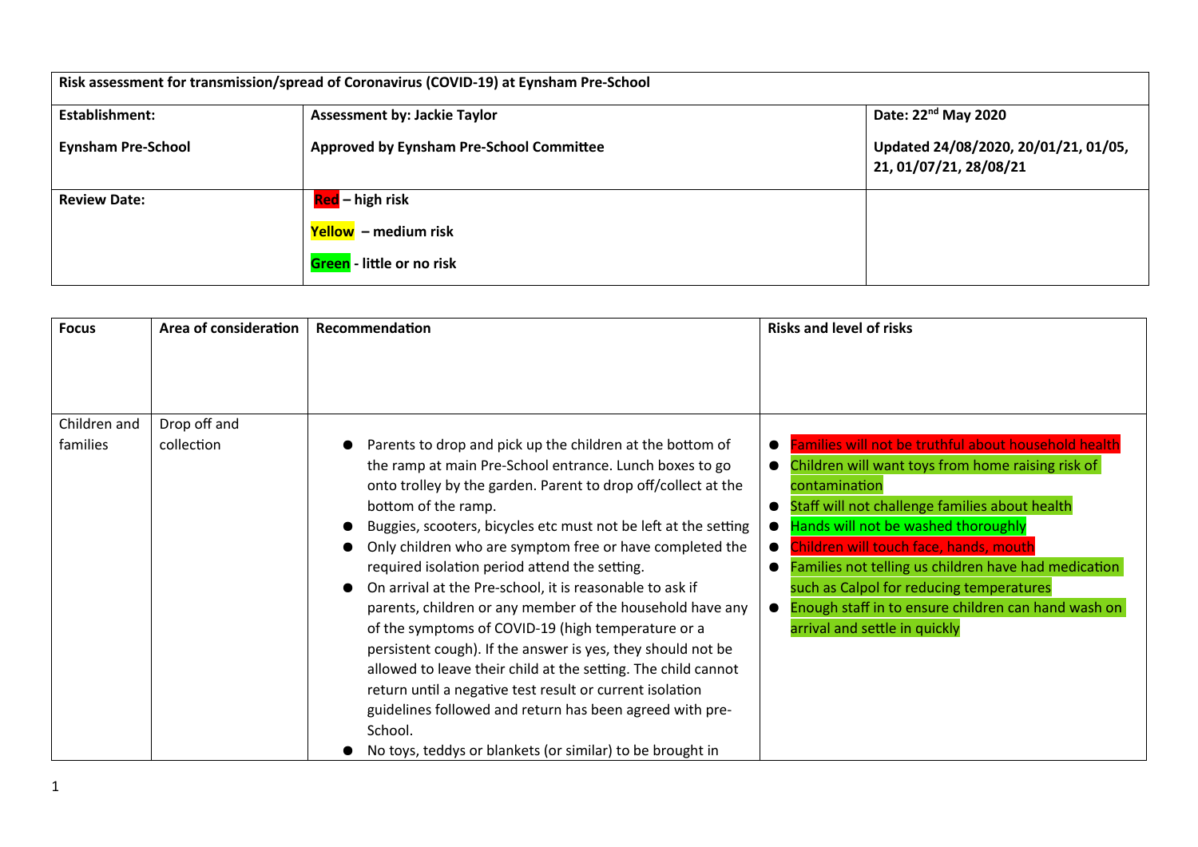| Risk assessment for transmission/spread of Coronavirus (COVID-19) at Eynsham Pre-School | | |
|---|---|---|
| **Establishment:**<br><br>**Eynsham Pre-School** | **Assessment by: Jackie Taylor**<br><br>**Approved by Eynsham Pre-School Committee** | **Date: 22nd May 2020**<br><br>**Updated 24/08/2020, 20/01/21, 01/05, 21, 01/07/21, 28/08/21** |
| **Review Date:** | **Red – high risk**<br><br>**Yellow – medium risk**<br><br>**Green - little or no risk** | |

| Focus | Area of consideration | Recommendation | Risks and level of risks |
|---|---|---|---|
| Children and families | Drop off and collection | ● Parents to drop and pick up the children at the bottom of the ramp at main Pre-School entrance. Lunch boxes to go onto trolley by the garden. Parent to drop off/collect at the bottom of the ramp.<br>● Buggies, scooters, bicycles etc must not be left at the setting<br>● Only children who are symptom free or have completed the required isolation period attend the setting.<br>● On arrival at the Pre-school, it is reasonable to ask if parents, children or any member of the household have any of the symptoms of COVID-19 (high temperature or a persistent cough). If the answer is yes, they should not be allowed to leave their child at the setting. The child cannot return until a negative test result or current isolation guidelines followed and return has been agreed with pre-School.<br>● No toys, teddys or blankets (or similar) to be brought in | ● Families will not be truthful about household health (Red)<br>● Children will want toys from home raising risk of contamination (Green)<br>● Staff will not challenge families about health (Green)<br>● Hands will not be washed thoroughly (Green)<br>● Children will touch face, hands, mouth (Red)<br>● Families not telling us children have had medication such as Calpol for reducing temperatures (Green)<br>● Enough staff in to ensure children can hand wash on arrival and settle in quickly (Green) |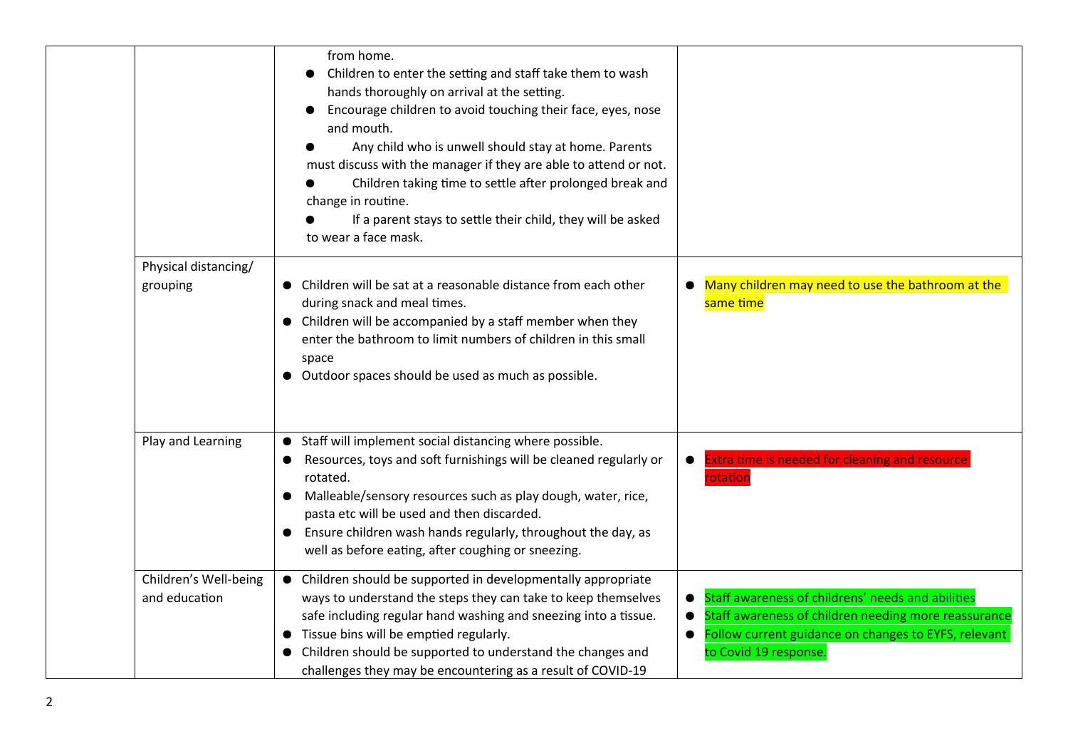| | | | |
|---|---|---|---|
| | | from home.<br>● Children to enter the setting and staff take them to wash hands thoroughly on arrival at the setting.<br>● Encourage children to avoid touching their face, eyes, nose and mouth.<br>● Any child who is unwell should stay at home. Parents must discuss with the manager if they are able to attend or not.<br>● Children taking time to settle after prolonged break and change in routine.<br>● If a parent stays to settle their child, they will be asked to wear a face mask. | |
| | Physical distancing/ grouping | ● Children will be sat at a reasonable distance from each other during snack and meal times.<br>● Children will be accompanied by a staff member when they enter the bathroom to limit numbers of children in this small space<br>● Outdoor spaces should be used as much as possible. | ● Many children may need to use the bathroom at the same time |
| | Play and Learning | ● Staff will implement social distancing where possible.<br>● Resources, toys and soft furnishings will be cleaned regularly or rotated.<br>● Malleable/sensory resources such as play dough, water, rice, pasta etc will be used and then discarded.<br>● Ensure children wash hands regularly, throughout the day, as well as before eating, after coughing or sneezing. | ● Extra time is needed for cleaning and resource rotation |
| | Children's Well-being and education | ● Children should be supported in developmentally appropriate ways to understand the steps they can take to keep themselves safe including regular hand washing and sneezing into a tissue.<br>● Tissue bins will be emptied regularly.<br>● Children should be supported to understand the changes and challenges they may be encountering as a result of COVID-19 | ● Staff awareness of childrens' needs and abilities<br>● Staff awareness of children needing more reassurance<br>● Follow current guidance on changes to EYFS, relevant to Covid 19 response. |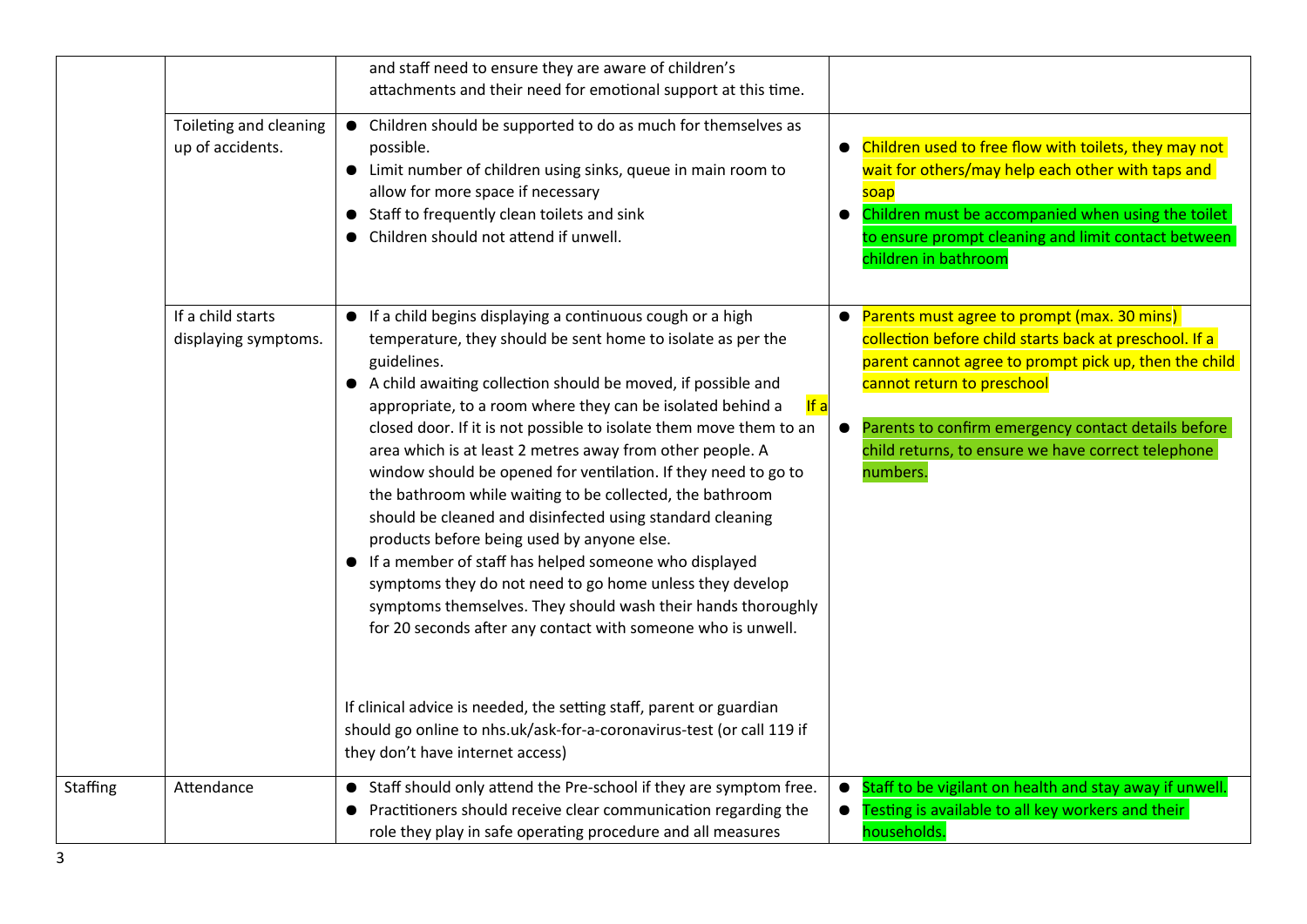| | | | |
|---|---|---|---|
| | | and staff need to ensure they are aware of children's attachments and their need for emotional support at this time. | |
| | Toileting and cleaning up of accidents. | ● Children should be supported to do as much for themselves as possible.<br>● Limit number of children using sinks, queue in main room to allow for more space if necessary<br>● Staff to frequently clean toilets and sink<br>● Children should not attend if unwell. | ● Children used to free flow with toilets, they may not wait for others/may help each other with taps and soap<br>● Children must be accompanied when using the toilet to ensure prompt cleaning and limit contact between children in bathroom |
| | If a child starts displaying symptoms. | ● If a child begins displaying a continuous cough or a high temperature, they should be sent home to isolate as per the guidelines.<br>● A child awaiting collection should be moved, if possible and appropriate, to a room where they can be isolated behind a closed door. If it is not possible to isolate them move them to an area which is at least 2 metres away from other people. A window should be opened for ventilation. If they need to go to the bathroom while waiting to be collected, the bathroom should be cleaned and disinfected using standard cleaning products before being used by anyone else.<br>● If a member of staff has helped someone who displayed symptoms they do not need to go home unless they develop symptoms themselves. They should wash their hands thoroughly for 20 seconds after any contact with someone who is unwell.<br><br>If clinical advice is needed, the setting staff, parent or guardian should go online to nhs.uk/ask-for-a-coronavirus-test (or call 119 if they don't have internet access) | If a<br>● Parents must agree to prompt (max. 30 mins) collection before child starts back at preschool. If a parent cannot agree to prompt pick up, then the child cannot return to preschool<br>● Parents to confirm emergency contact details before child returns, to ensure we have correct telephone numbers. |
| Staffing | Attendance | ● Staff should only attend the Pre-school if they are symptom free.<br>● Practitioners should receive clear communication regarding the role they play in safe operating procedure and all measures | ● Staff to be vigilant on health and stay away if unwell.<br>● Testing is available to all key workers and their households. |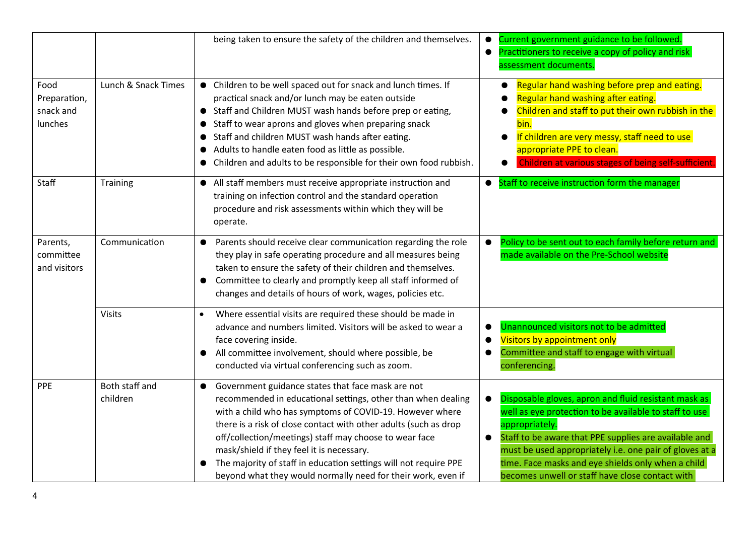| | | | |
|---|---|---|---|
| | | being taken to ensure the safety of the children and themselves. | • Current government guidance to be followed.<br>• Practitioners to receive a copy of policy and risk assessment documents. |
| Food Preparation, snack and lunches | Lunch & Snack Times | • Children to be well spaced out for snack and lunch times. If practical snack and/or lunch may be eaten outside<br>• Staff and Children MUST wash hands before prep or eating,<br>• Staff to wear aprons and gloves when preparing snack<br>• Staff and children MUST wash hands after eating.<br>• Adults to handle eaten food as little as possible.<br>• Children and adults to be responsible for their own food rubbish. | • Regular hand washing before prep and eating.<br>• Regular hand washing after eating.<br>• Children and staff to put their own rubbish in the bin.<br>• If children are very messy, staff need to use appropriate PPE to clean.<br>• Children at various stages of being self-sufficient. |
| Staff | Training | • All staff members must receive appropriate instruction and training on infection control and the standard operation procedure and risk assessments within which they will be operate. | • Staff to receive instruction form the manager |
| Parents, committee and visitors | Communication | • Parents should receive clear communication regarding the role they play in safe operating procedure and all measures being taken to ensure the safety of their children and themselves.<br>• Committee to clearly and promptly keep all staff informed of changes and details of hours of work, wages, policies etc. | • Policy to be sent out to each family before return and made available on the Pre-School website |
| | Visits | • Where essential visits are required these should be made in advance and numbers limited. Visitors will be asked to wear a face covering inside.<br>• All committee involvement, should where possible, be conducted via virtual conferencing such as zoom. | • Unannounced visitors not to be admitted<br>• Visitors by appointment only<br>• Committee and staff to engage with virtual conferencing. |
| PPE | Both staff and children | • Government guidance states that face mask are not recommended in educational settings, other than when dealing with a child who has symptoms of COVID-19. However where there is a risk of close contact with other adults (such as drop off/collection/meetings) staff may choose to wear face mask/shield if they feel it is necessary.<br>• The majority of staff in education settings will not require PPE beyond what they would normally need for their work, even if | • Disposable gloves, apron and fluid resistant mask as well as eye protection to be available to staff to use appropriately.<br>• Staff to be aware that PPE supplies are available and must be used appropriately i.e. one pair of gloves at a time. Face masks and eye shields only when a child becomes unwell or staff have close contact with |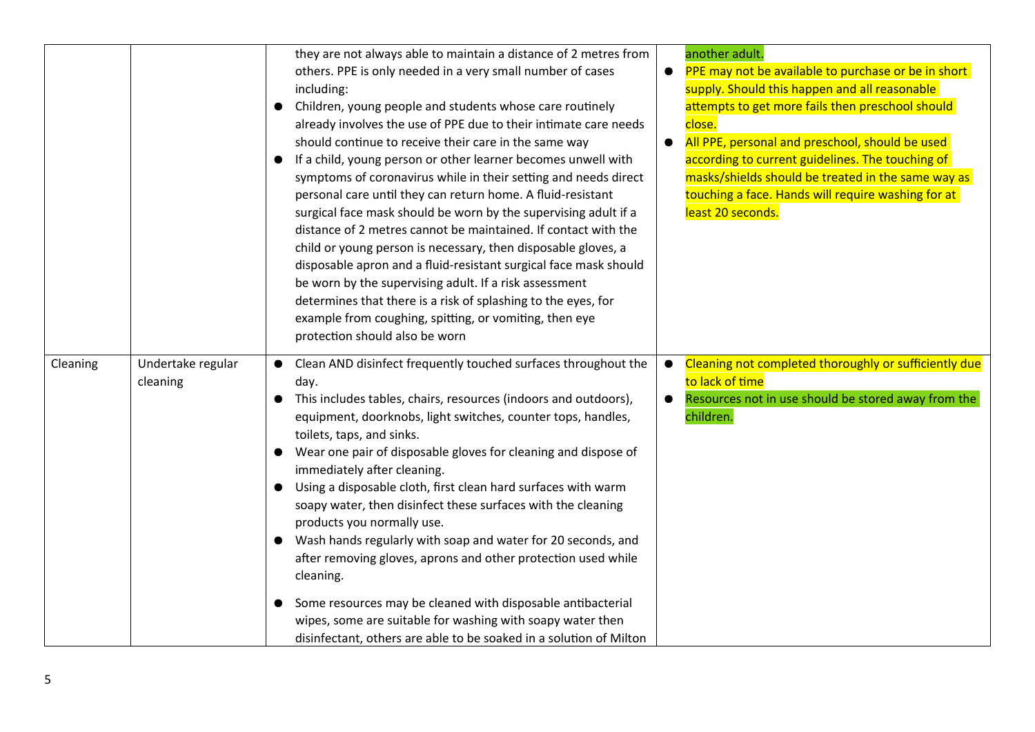| | | | |
|---|---|---|---|
| | | they are not always able to maintain a distance of 2 metres from others. PPE is only needed in a very small number of cases including:<br>● Children, young people and students whose care routinely already involves the use of PPE due to their intimate care needs should continue to receive their care in the same way<br>● If a child, young person or other learner becomes unwell with symptoms of coronavirus while in their setting and needs direct personal care until they can return home. A fluid-resistant surgical face mask should be worn by the supervising adult if a distance of 2 metres cannot be maintained. If contact with the child or young person is necessary, then disposable gloves, a disposable apron and a fluid-resistant surgical face mask should be worn by the supervising adult. If a risk assessment determines that there is a risk of splashing to the eyes, for example from coughing, spitting, or vomiting, then eye protection should also be worn | another adult.<br>● PPE may not be available to purchase or be in short supply. Should this happen and all reasonable attempts to get more fails then preschool should close.<br>● All PPE, personal and preschool, should be used according to current guidelines. The touching of masks/shields should be treated in the same way as touching a face. Hands will require washing for at least 20 seconds. |
| Cleaning | Undertake regular cleaning | ● Clean AND disinfect frequently touched surfaces throughout the day.<br>● This includes tables, chairs, resources (indoors and outdoors), equipment, doorknobs, light switches, counter tops, handles, toilets, taps, and sinks.<br>● Wear one pair of disposable gloves for cleaning and dispose of immediately after cleaning.<br>● Using a disposable cloth, first clean hard surfaces with warm soapy water, then disinfect these surfaces with the cleaning products you normally use.<br>● Wash hands regularly with soap and water for 20 seconds, and after removing gloves, aprons and other protection used while cleaning.<br>● Some resources may be cleaned with disposable antibacterial wipes, some are suitable for washing with soapy water then disinfectant, others are able to be soaked in a solution of Milton | ● Cleaning not completed thoroughly or sufficiently due to lack of time<br>● Resources not in use should be stored away from the children. |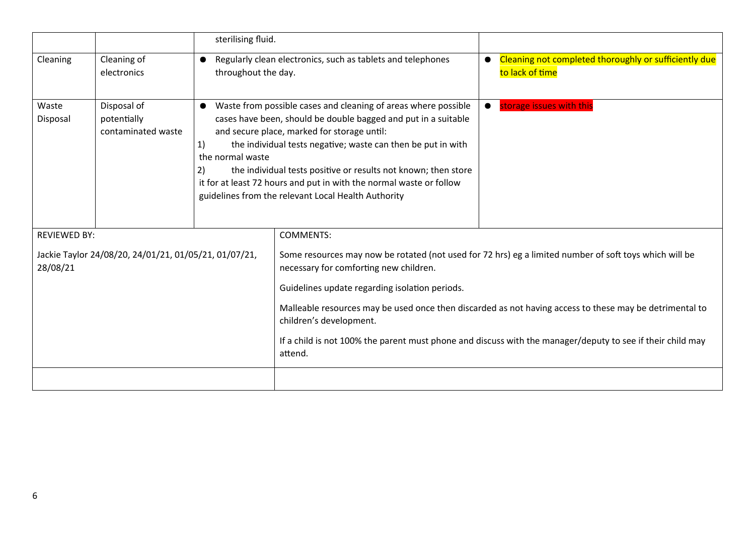| | | | |
|---|---|---|---|
| | | sterilising fluid. | |
| Cleaning | Cleaning of electronics | ● Regularly clean electronics, such as tablets and telephones throughout the day. | ● Cleaning not completed thoroughly or sufficiently due to lack of time |
| Waste Disposal | Disposal of potentially contaminated waste | ● Waste from possible cases and cleaning of areas where possible cases have been, should be double bagged and put in a suitable and secure place, marked for storage until:<br>1) the individual tests negative; waste can then be put in with the normal waste<br>2) the individual tests positive or results not known; then store it for at least 72 hours and put in with the normal waste or follow guidelines from the relevant Local Health Authority | ● storage issues with this |

| REVIEWED BY: | COMMENTS: |
|---|---|
| Jackie Taylor 24/08/20, 24/01/21, 01/05/21, 01/07/21, 28/08/21 | Some resources may now be rotated (not used for 72 hrs) eg a limited number of soft toys which will be necessary for comforting new children.<br><br>Guidelines update regarding isolation periods.<br><br>Malleable resources may be used once then discarded as not having access to these may be detrimental to children's development.<br><br>If a child is not 100% the parent must phone and discuss with the manager/deputy to see if their child may attend. |
| | |